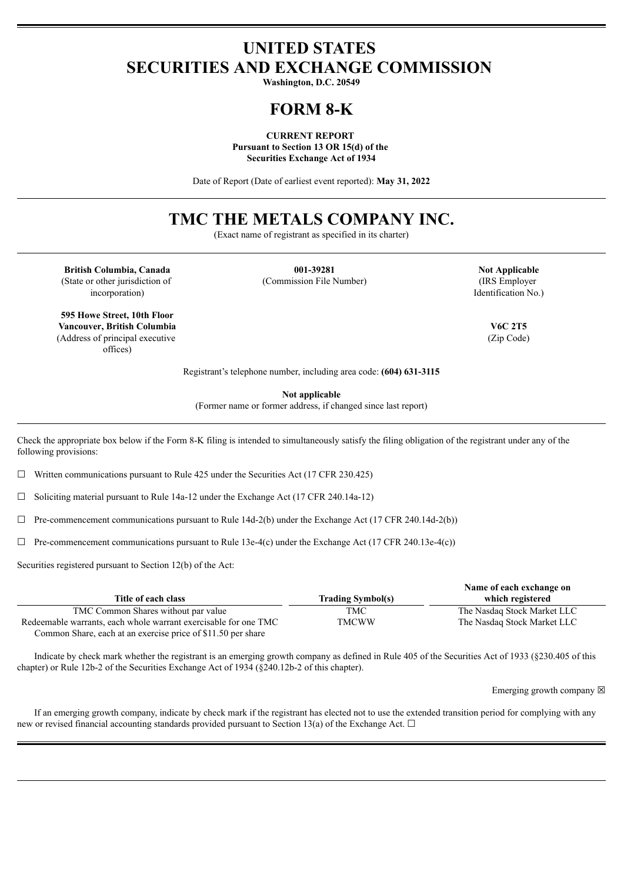# UNITED STATES
# SECURITIES AND EXCHANGE COMMISSION

**Washington, D.C. 20549**

# FORM 8-K

**CURRENT REPORT**
**Pursuant to Section 13 OR 15(d) of the**
**Securities Exchange Act of 1934**

Date of Report (Date of earliest event reported): **May 31, 2022**

# TMC THE METALS COMPANY INC.

(Exact name of registrant as specified in its charter)

| **British Columbia, Canada** | **001-39281** | **Not Applicable** |
|---|---|---|
| (State or other jurisdiction of incorporation) | (Commission File Number) | (IRS Employer Identification No.) |

| **595 Howe Street, 10th Floor Vancouver, British Columbia** | **V6C 2T5** |
|---|---|
| (Address of principal executive offices) | (Zip Code) |

Registrant's telephone number, including area code: **(604) 631-3115**

**Not applicable**
(Former name or former address, if changed since last report)

Check the appropriate box below if the Form 8-K filing is intended to simultaneously satisfy the filing obligation of the registrant under any of the following provisions:

☐ Written communications pursuant to Rule 425 under the Securities Act (17 CFR 230.425)

☐ Soliciting material pursuant to Rule 14a-12 under the Exchange Act (17 CFR 240.14a-12)

☐ Pre-commencement communications pursuant to Rule 14d-2(b) under the Exchange Act (17 CFR 240.14d-2(b))

☐ Pre-commencement communications pursuant to Rule 13e-4(c) under the Exchange Act (17 CFR 240.13e-4(c))

Securities registered pursuant to Section 12(b) of the Act:

| Title of each class | Trading Symbol(s) | Name of each exchange on which registered |
|---|---|---|
| TMC Common Shares without par value | TMC | The Nasdaq Stock Market LLC |
| Redeemable warrants, each whole warrant exercisable for one TMC Common Share, each at an exercise price of $11.50 per share | TMCWW | The Nasdaq Stock Market LLC |

Indicate by check mark whether the registrant is an emerging growth company as defined in Rule 405 of the Securities Act of 1933 (§230.405 of this chapter) or Rule 12b-2 of the Securities Exchange Act of 1934 (§240.12b-2 of this chapter).

Emerging growth company ☒

If an emerging growth company, indicate by check mark if the registrant has elected not to use the extended transition period for complying with any new or revised financial accounting standards provided pursuant to Section 13(a) of the Exchange Act. ☐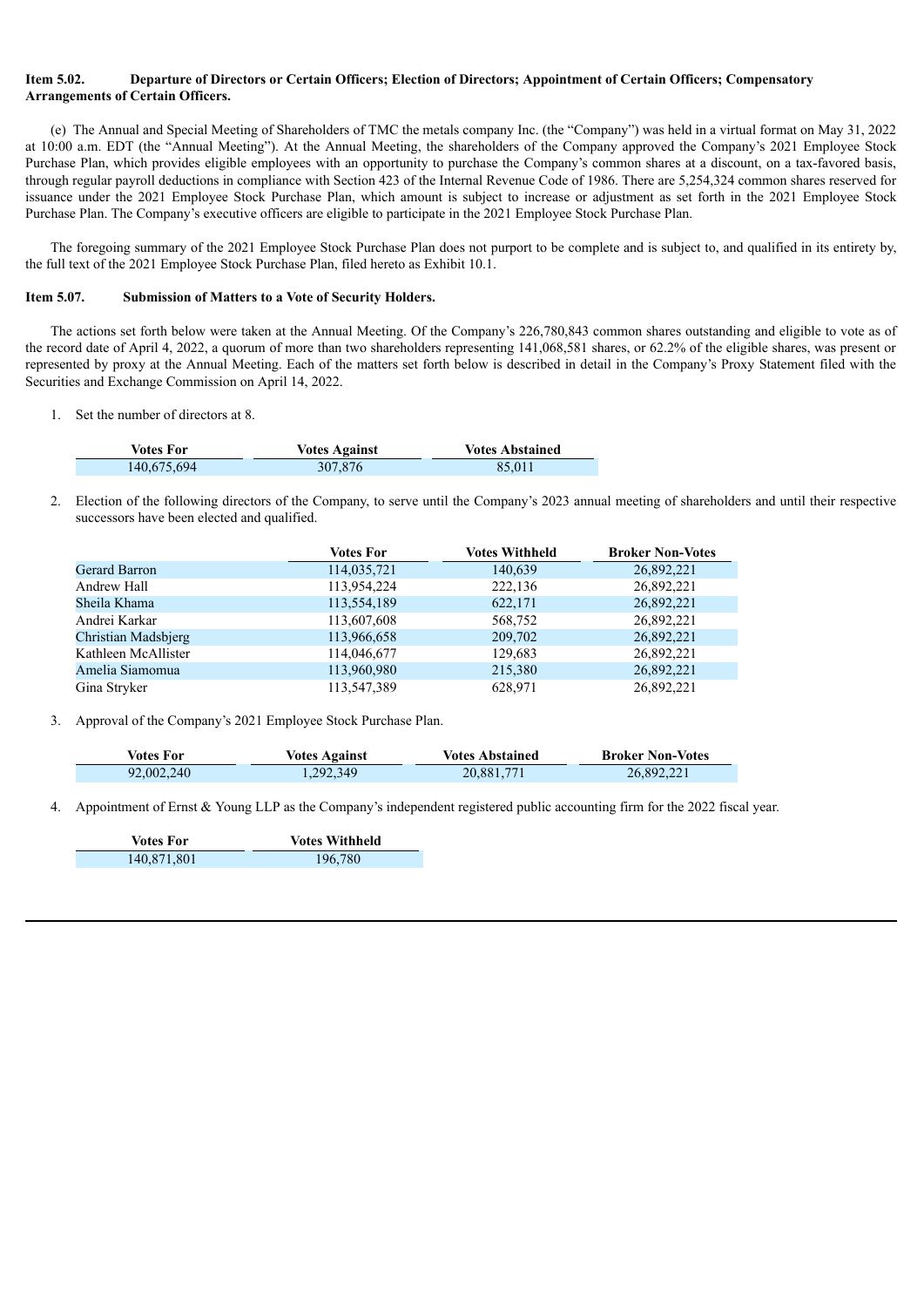**Item 5.02. Departure of Directors or Certain Officers; Election of Directors; Appointment of Certain Officers; Compensatory Arrangements of Certain Officers.**

(e) The Annual and Special Meeting of Shareholders of TMC the metals company Inc. (the "Company") was held in a virtual format on May 31, 2022 at 10:00 a.m. EDT (the "Annual Meeting"). At the Annual Meeting, the shareholders of the Company approved the Company's 2021 Employee Stock Purchase Plan, which provides eligible employees with an opportunity to purchase the Company's common shares at a discount, on a tax-favored basis, through regular payroll deductions in compliance with Section 423 of the Internal Revenue Code of 1986. There are 5,254,324 common shares reserved for issuance under the 2021 Employee Stock Purchase Plan, which amount is subject to increase or adjustment as set forth in the 2021 Employee Stock Purchase Plan. The Company's executive officers are eligible to participate in the 2021 Employee Stock Purchase Plan.

The foregoing summary of the 2021 Employee Stock Purchase Plan does not purport to be complete and is subject to, and qualified in its entirety by, the full text of the 2021 Employee Stock Purchase Plan, filed hereto as Exhibit 10.1.

**Item 5.07. Submission of Matters to a Vote of Security Holders.**

The actions set forth below were taken at the Annual Meeting. Of the Company's 226,780,843 common shares outstanding and eligible to vote as of the record date of April 4, 2022, a quorum of more than two shareholders representing 141,068,581 shares, or 62.2% of the eligible shares, was present or represented by proxy at the Annual Meeting. Each of the matters set forth below is described in detail in the Company's Proxy Statement filed with the Securities and Exchange Commission on April 14, 2022.

1. Set the number of directors at 8.

| Votes For | Votes Against | Votes Abstained |
|---|---|---|
| 140,675,694 | 307,876 | 85,011 |

2. Election of the following directors of the Company, to serve until the Company's 2023 annual meeting of shareholders and until their respective successors have been elected and qualified.

| | Votes For | Votes Withheld | Broker Non-Votes |
|---|---|---|---|
| Gerard Barron | 114,035,721 | 140,639 | 26,892,221 |
| Andrew Hall | 113,954,224 | 222,136 | 26,892,221 |
| Sheila Khama | 113,554,189 | 622,171 | 26,892,221 |
| Andrei Karkar | 113,607,608 | 568,752 | 26,892,221 |
| Christian Madsbjerg | 113,966,658 | 209,702 | 26,892,221 |
| Kathleen McAllister | 114,046,677 | 129,683 | 26,892,221 |
| Amelia Siamomua | 113,960,980 | 215,380 | 26,892,221 |
| Gina Stryker | 113,547,389 | 628,971 | 26,892,221 |

3. Approval of the Company's 2021 Employee Stock Purchase Plan.

| Votes For | Votes Against | Votes Abstained | Broker Non-Votes |
|---|---|---|---|
| 92,002,240 | 1,292,349 | 20,881,771 | 26,892,221 |

4. Appointment of Ernst & Young LLP as the Company's independent registered public accounting firm for the 2022 fiscal year.

| Votes For | Votes Withheld |
|---|---|
| 140,871,801 | 196,780 |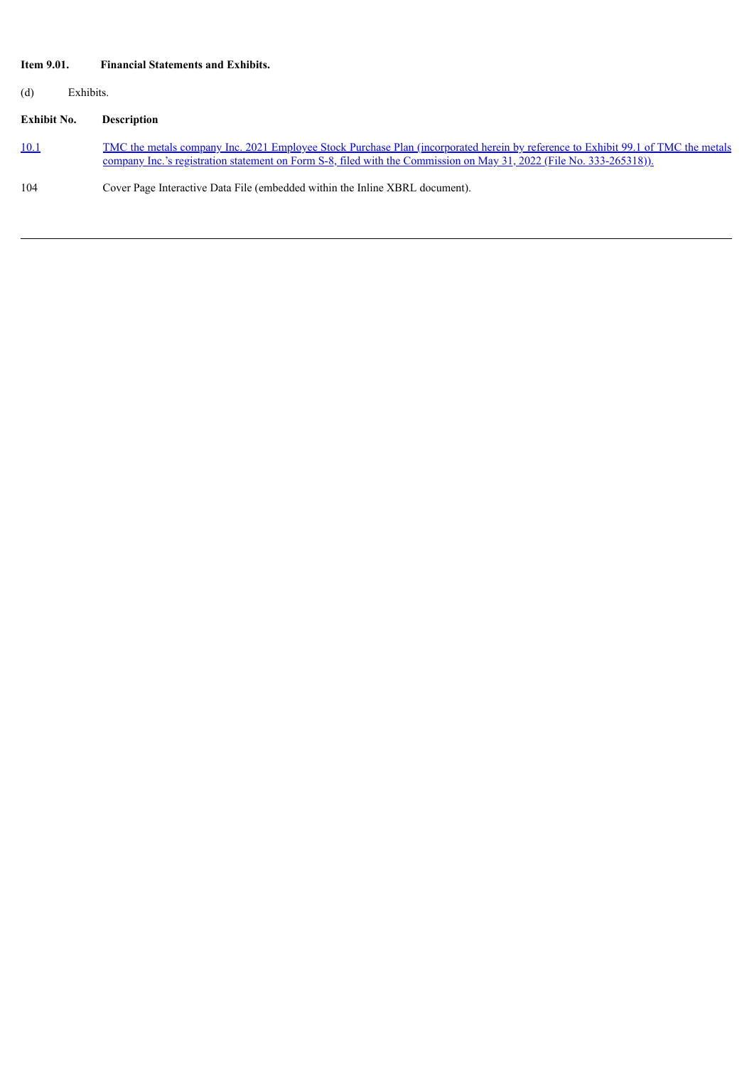**Item 9.01. Financial Statements and Exhibits.**

(d) Exhibits.

| Exhibit No. | Description |
| --- | --- |
| 10.1 | TMC the metals company Inc. 2021 Employee Stock Purchase Plan (incorporated herein by reference to Exhibit 99.1 of TMC the metals company Inc.'s registration statement on Form S-8, filed with the Commission on May 31, 2022 (File No. 333-265318)). |
| 104 | Cover Page Interactive Data File (embedded within the Inline XBRL document). |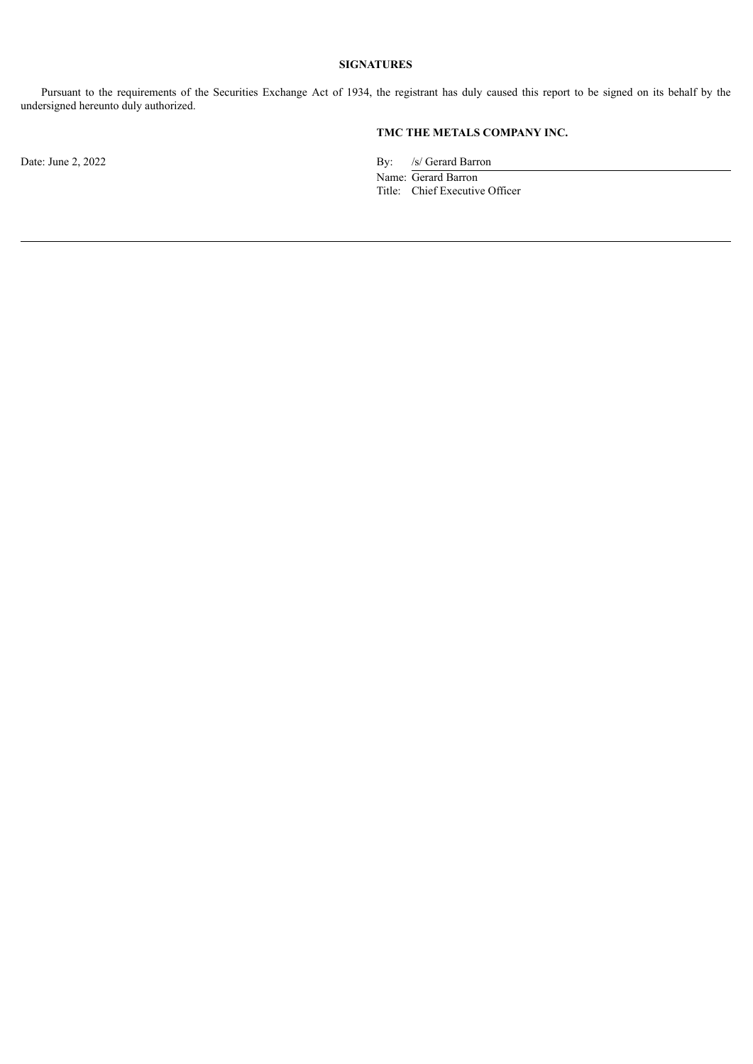## SIGNATURES

Pursuant to the requirements of the Securities Exchange Act of 1934, the registrant has duly caused this report to be signed on its behalf by the undersigned hereunto duly authorized.

**TMC THE METALS COMPANY INC.**

Date: June 2, 2022

By: /s/ Gerard Barron
Name: Gerard Barron
Title: Chief Executive Officer